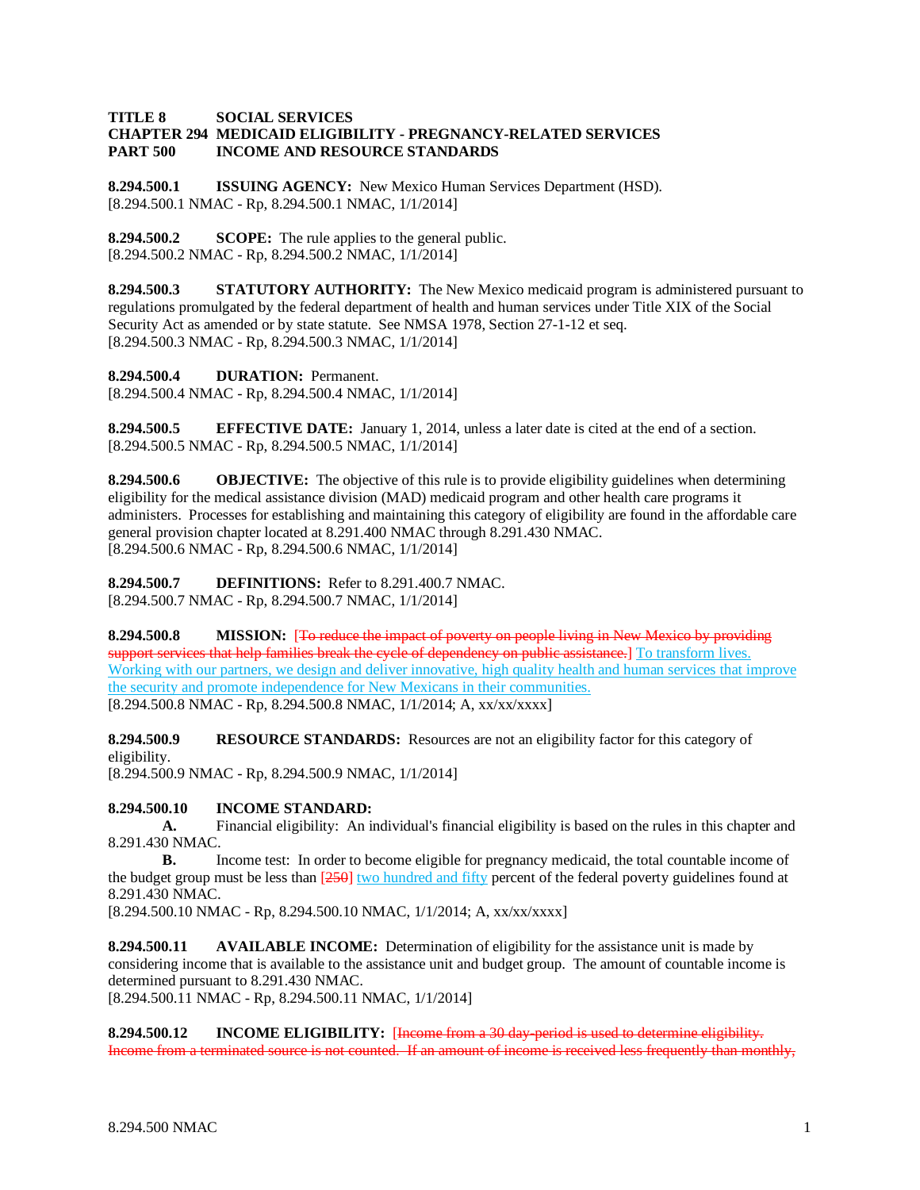**TITLE 8 SOCIAL SERVICES**
**CHAPTER 294 MEDICAID ELIGIBILITY - PREGNANCY-RELATED SERVICES**
**PART 500 INCOME AND RESOURCE STANDARDS**

**8.294.500.1 ISSUING AGENCY:** New Mexico Human Services Department (HSD).
[8.294.500.1 NMAC - Rp, 8.294.500.1 NMAC, 1/1/2014]

**8.294.500.2 SCOPE:** The rule applies to the general public.
[8.294.500.2 NMAC - Rp, 8.294.500.2 NMAC, 1/1/2014]

**8.294.500.3 STATUTORY AUTHORITY:** The New Mexico medicaid program is administered pursuant to regulations promulgated by the federal department of health and human services under Title XIX of the Social Security Act as amended or by state statute. See NMSA 1978, Section 27-1-12 et seq.
[8.294.500.3 NMAC - Rp, 8.294.500.3 NMAC, 1/1/2014]

**8.294.500.4 DURATION:** Permanent.
[8.294.500.4 NMAC - Rp, 8.294.500.4 NMAC, 1/1/2014]

**8.294.500.5 EFFECTIVE DATE:** January 1, 2014, unless a later date is cited at the end of a section.
[8.294.500.5 NMAC - Rp, 8.294.500.5 NMAC, 1/1/2014]

**8.294.500.6 OBJECTIVE:** The objective of this rule is to provide eligibility guidelines when determining eligibility for the medical assistance division (MAD) medicaid program and other health care programs it administers. Processes for establishing and maintaining this category of eligibility are found in the affordable care general provision chapter located at 8.291.400 NMAC through 8.291.430 NMAC.
[8.294.500.6 NMAC - Rp, 8.294.500.6 NMAC, 1/1/2014]

**8.294.500.7 DEFINITIONS:** Refer to 8.291.400.7 NMAC.
[8.294.500.7 NMAC - Rp, 8.294.500.7 NMAC, 1/1/2014]

**8.294.500.8 MISSION:** [~~To reduce the impact of poverty on people living in New Mexico by providing support services that help families break the cycle of dependency on public assistance.~~] To transform lives. Working with our partners, we design and deliver innovative, high quality health and human services that improve the security and promote independence for New Mexicans in their communities.
[8.294.500.8 NMAC - Rp, 8.294.500.8 NMAC, 1/1/2014; A, xx/xx/xxxx]

**8.294.500.9 RESOURCE STANDARDS:** Resources are not an eligibility factor for this category of eligibility.
[8.294.500.9 NMAC - Rp, 8.294.500.9 NMAC, 1/1/2014]

**8.294.500.10 INCOME STANDARD:**

**A.** Financial eligibility: An individual's financial eligibility is based on the rules in this chapter and 8.291.430 NMAC.

**B.** Income test: In order to become eligible for pregnancy medicaid, the total countable income of the budget group must be less than [~~250~~] two hundred and fifty percent of the federal poverty guidelines found at 8.291.430 NMAC.
[8.294.500.10 NMAC - Rp, 8.294.500.10 NMAC, 1/1/2014; A, xx/xx/xxxx]

**8.294.500.11 AVAILABLE INCOME:** Determination of eligibility for the assistance unit is made by considering income that is available to the assistance unit and budget group. The amount of countable income is determined pursuant to 8.291.430 NMAC.
[8.294.500.11 NMAC - Rp, 8.294.500.11 NMAC, 1/1/2014]

**8.294.500.12 INCOME ELIGIBILITY:** [~~Income from a 30 day-period is used to determine eligibility. Income from a terminated source is not counted. If an amount of income is received less frequently than monthly,~~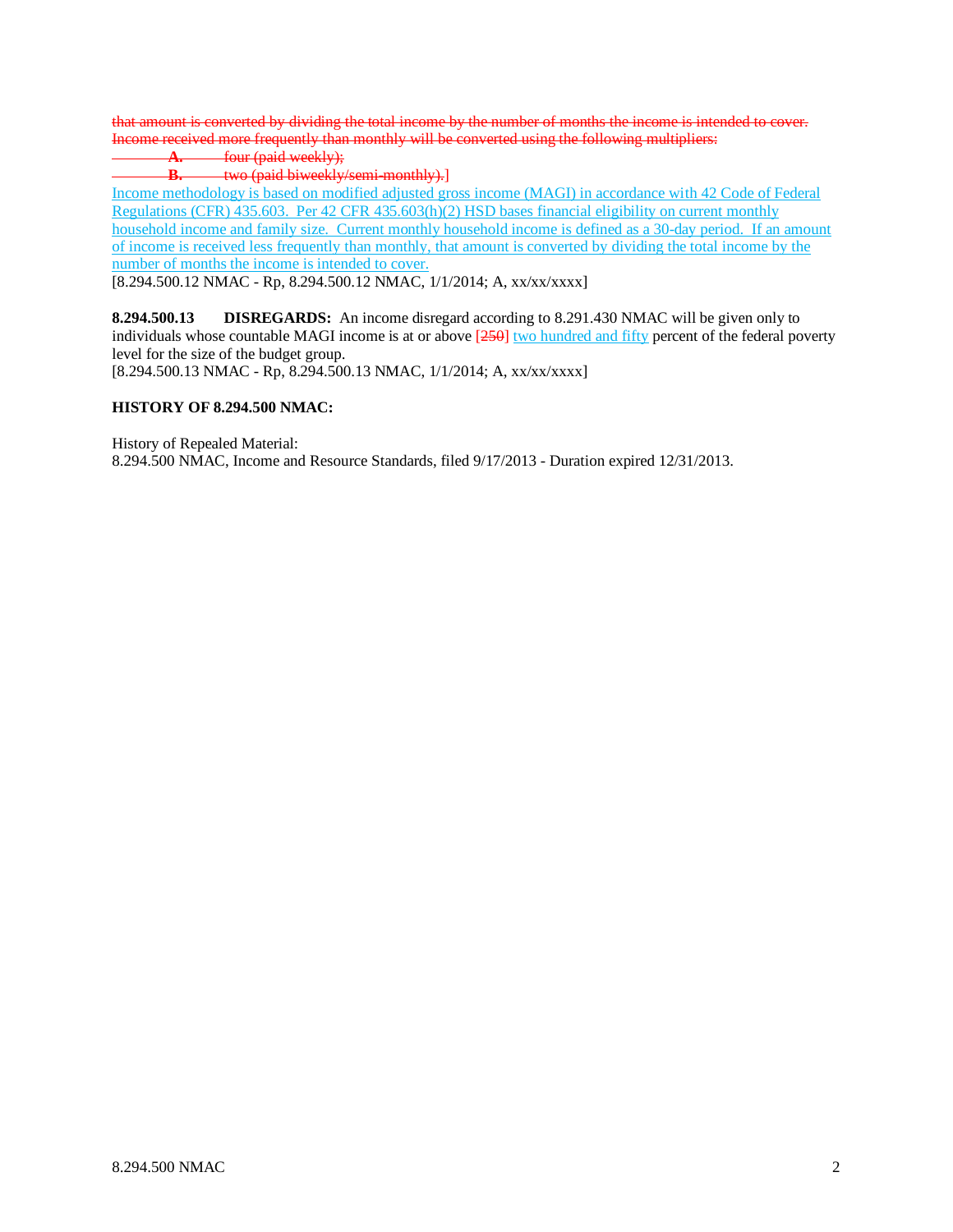~~that amount is converted by dividing the total income by the number of months the income is intended to cover. Income received more frequently than monthly will be converted using the following multipliers:~~

~~**A.** four (paid weekly);~~

~~**B.** two (paid biweekly/semi-monthly).~~]

<u>Income methodology is based on modified adjusted gross income (MAGI) in accordance with 42 Code of Federal Regulations (CFR) 435.603. Per 42 CFR 435.603(h)(2) HSD bases financial eligibility on current monthly household income and family size. Current monthly household income is defined as a 30-day period. If an amount of income is received less frequently than monthly, that amount is converted by dividing the total income by the number of months the income is intended to cover.</u>

[8.294.500.12 NMAC - Rp, 8.294.500.12 NMAC, 1/1/2014; A, xx/xx/xxxx]

**8.294.500.13 DISREGARDS:** An income disregard according to 8.291.430 NMAC will be given only to individuals whose countable MAGI income is at or above [~~250~~] <u>two hundred and fifty</u> percent of the federal poverty level for the size of the budget group.

[8.294.500.13 NMAC - Rp, 8.294.500.13 NMAC, 1/1/2014; A, xx/xx/xxxx]

**HISTORY OF 8.294.500 NMAC:**

History of Repealed Material:

8.294.500 NMAC, Income and Resource Standards, filed 9/17/2013 - Duration expired 12/31/2013.